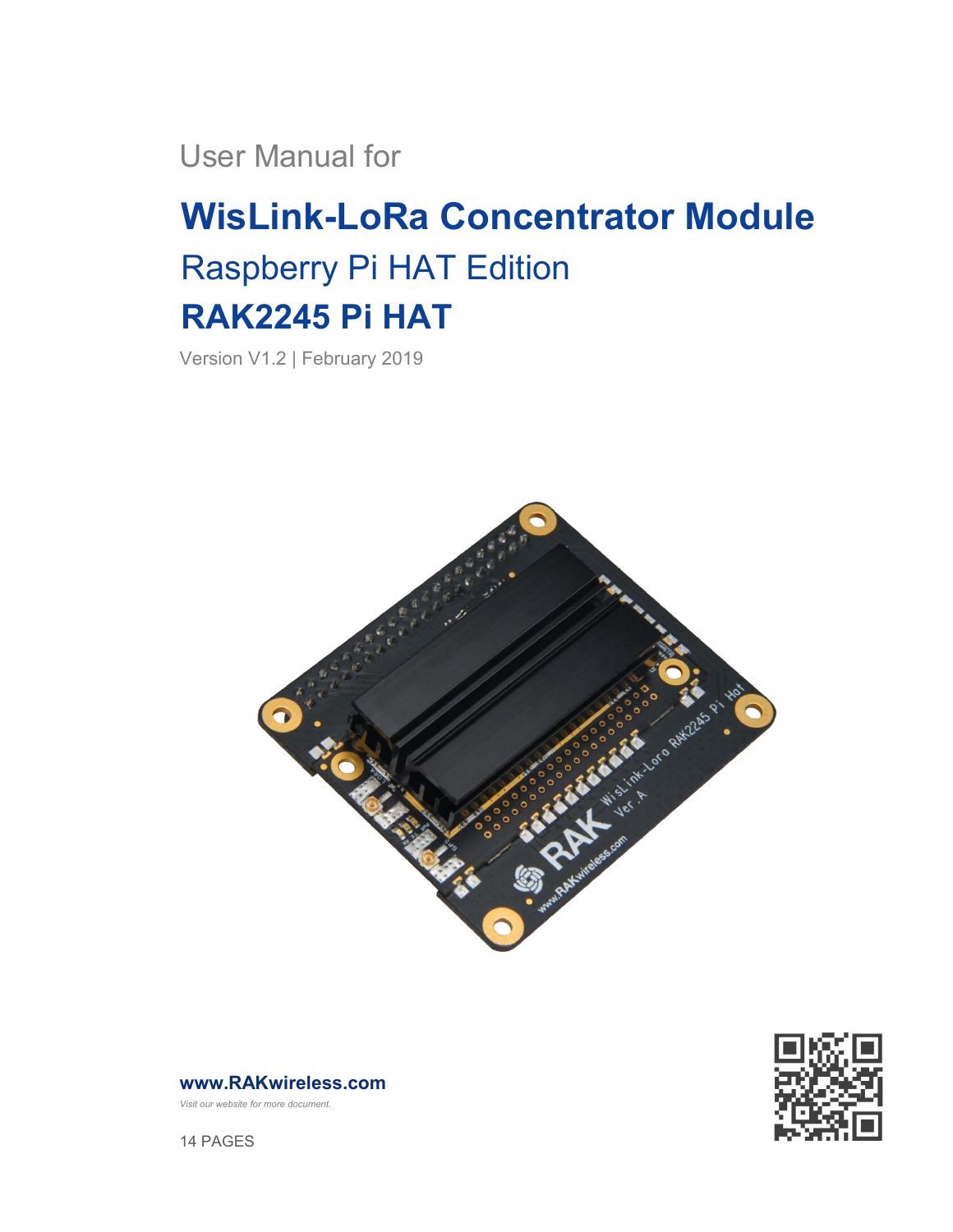User Manual for

# WisLink-LoRa Concentrator Module

## Raspberry Pi HAT Edition

## RAK2245 Pi HAT

Version V1.2 | February 2019

**www.RAKwireless.com**

*Visit our website for more document.*

14 PAGES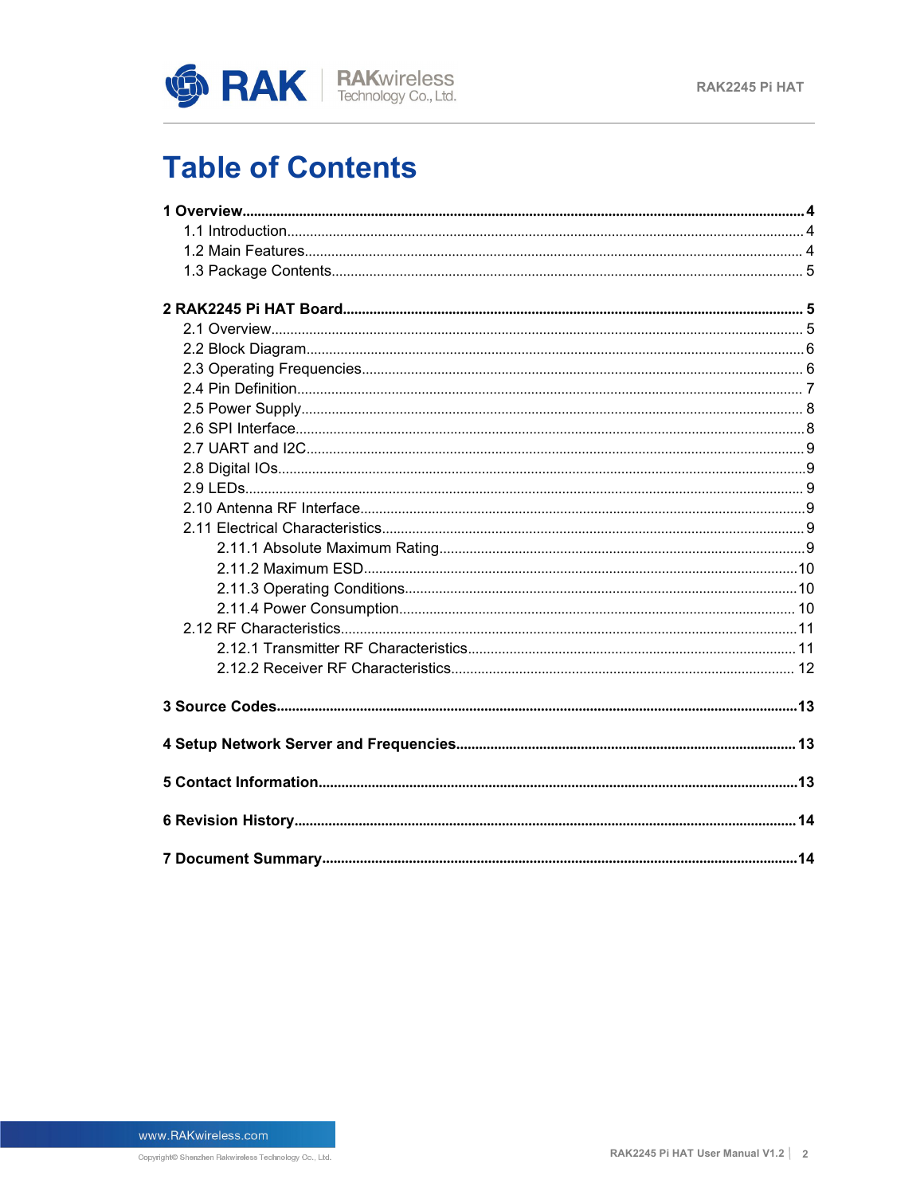# Table of Contents

**1 Overview** ..... **4**

- 1.1 Introduction ..... 4
- 1.2 Main Features ..... 4
- 1.3 Package Contents ..... 5

**2 RAK2245 Pi HAT Board** ..... **5**

- 2.1 Overview ..... 5
- 2.2 Block Diagram ..... 6
- 2.3 Operating Frequencies ..... 6
- 2.4 Pin Definition ..... 7
- 2.5 Power Supply ..... 8
- 2.6 SPI Interface ..... 8
- 2.7 UART and I2C ..... 9
- 2.8 Digital IOs ..... 9
- 2.9 LEDs ..... 9
- 2.10 Antenna RF Interface ..... 9
- 2.11 Electrical Characteristics ..... 9
  - 2.11.1 Absolute Maximum Rating ..... 9
  - 2.11.2 Maximum ESD ..... 10
  - 2.11.3 Operating Conditions ..... 10
  - 2.11.4 Power Consumption ..... 10
- 2.12 RF Characteristics ..... 11
  - 2.12.1 Transmitter RF Characteristics ..... 11
  - 2.12.2 Receiver RF Characteristics ..... 12

**3 Source Codes** ..... **13**

**4 Setup Network Server and Frequencies** ..... **13**

**5 Contact Information** ..... **13**

**6 Revision History** ..... **14**

**7 Document Summary** ..... **14**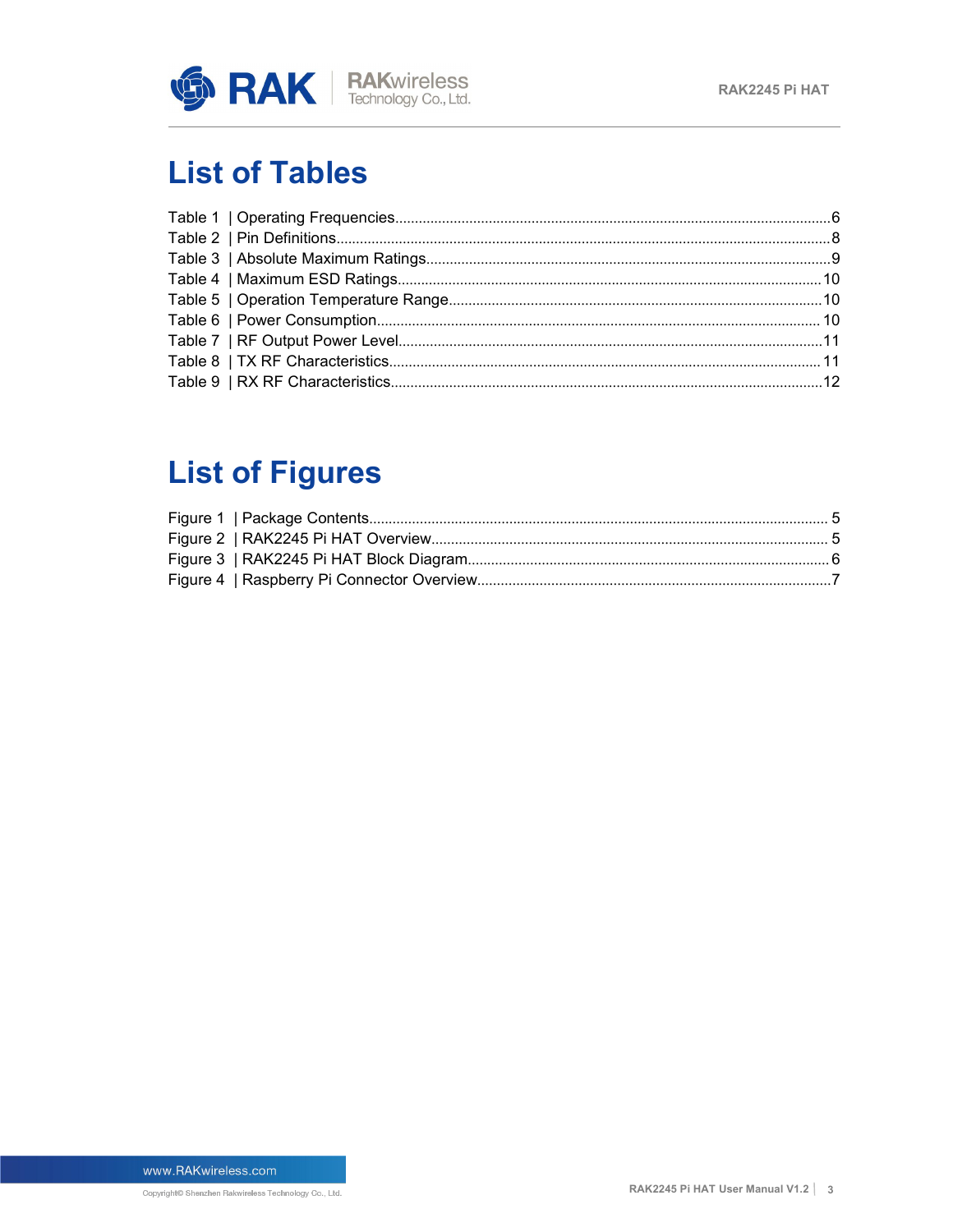# List of Tables

Table 1 | Operating Frequencies.....6
Table 2 | Pin Definitions.....8
Table 3 | Absolute Maximum Ratings.....9
Table 4 | Maximum ESD Ratings.....10
Table 5 | Operation Temperature Range.....10
Table 6 | Power Consumption.....10
Table 7 | RF Output Power Level.....11
Table 8 | TX RF Characteristics.....11
Table 9 | RX RF Characteristics.....12

# List of Figures

Figure 1 | Package Contents.....5
Figure 2 | RAK2245 Pi HAT Overview.....5
Figure 3 | RAK2245 Pi HAT Block Diagram.....6
Figure 4 | Raspberry Pi Connector Overview.....7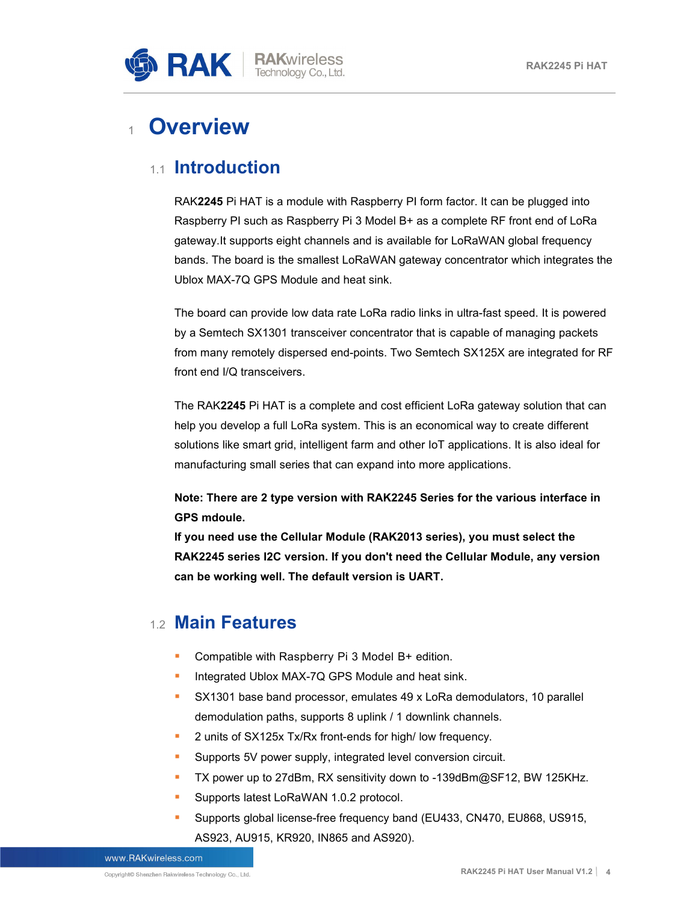# 1 Overview

## 1.1 Introduction

RAK**2245** Pi HAT is a module with Raspberry PI form factor. It can be plugged into Raspberry PI such as Raspberry Pi 3 Model B+ as a complete RF front end of LoRa gateway.It supports eight channels and is available for LoRaWAN global frequency bands. The board is the smallest LoRaWAN gateway concentrator which integrates the Ublox MAX-7Q GPS Module and heat sink.

The board can provide low data rate LoRa radio links in ultra-fast speed. It is powered by a Semtech SX1301 transceiver concentrator that is capable of managing packets from many remotely dispersed end-points. Two Semtech SX125X are integrated for RF front end I/Q transceivers.

The RAK**2245** Pi HAT is a complete and cost efficient LoRa gateway solution that can help you develop a full LoRa system. This is an economical way to create different solutions like smart grid, intelligent farm and other IoT applications. It is also ideal for manufacturing small series that can expand into more applications.

**Note: There are 2 type version with RAK2245 Series for the various interface in GPS mdoule.**
**If you need use the Cellular Module (RAK2013 series), you must select the RAK2245 series I2C version. If you don't need the Cellular Module, any version can be working well. The default version is UART.**

## 1.2 Main Features

- Compatible with Raspberry Pi 3 Model B+ edition.
- Integrated Ublox MAX-7Q GPS Module and heat sink.
- SX1301 base band processor, emulates 49 x LoRa demodulators, 10 parallel demodulation paths, supports 8 uplink / 1 downlink channels.
- 2 units of SX125x Tx/Rx front-ends for high/ low frequency.
- Supports 5V power supply, integrated level conversion circuit.
- TX power up to 27dBm, RX sensitivity down to -139dBm@SF12, BW 125KHz.
- Supports latest LoRaWAN 1.0.2 protocol.
- Supports global license-free frequency band (EU433, CN470, EU868, US915, AS923, AU915, KR920, IN865 and AS920).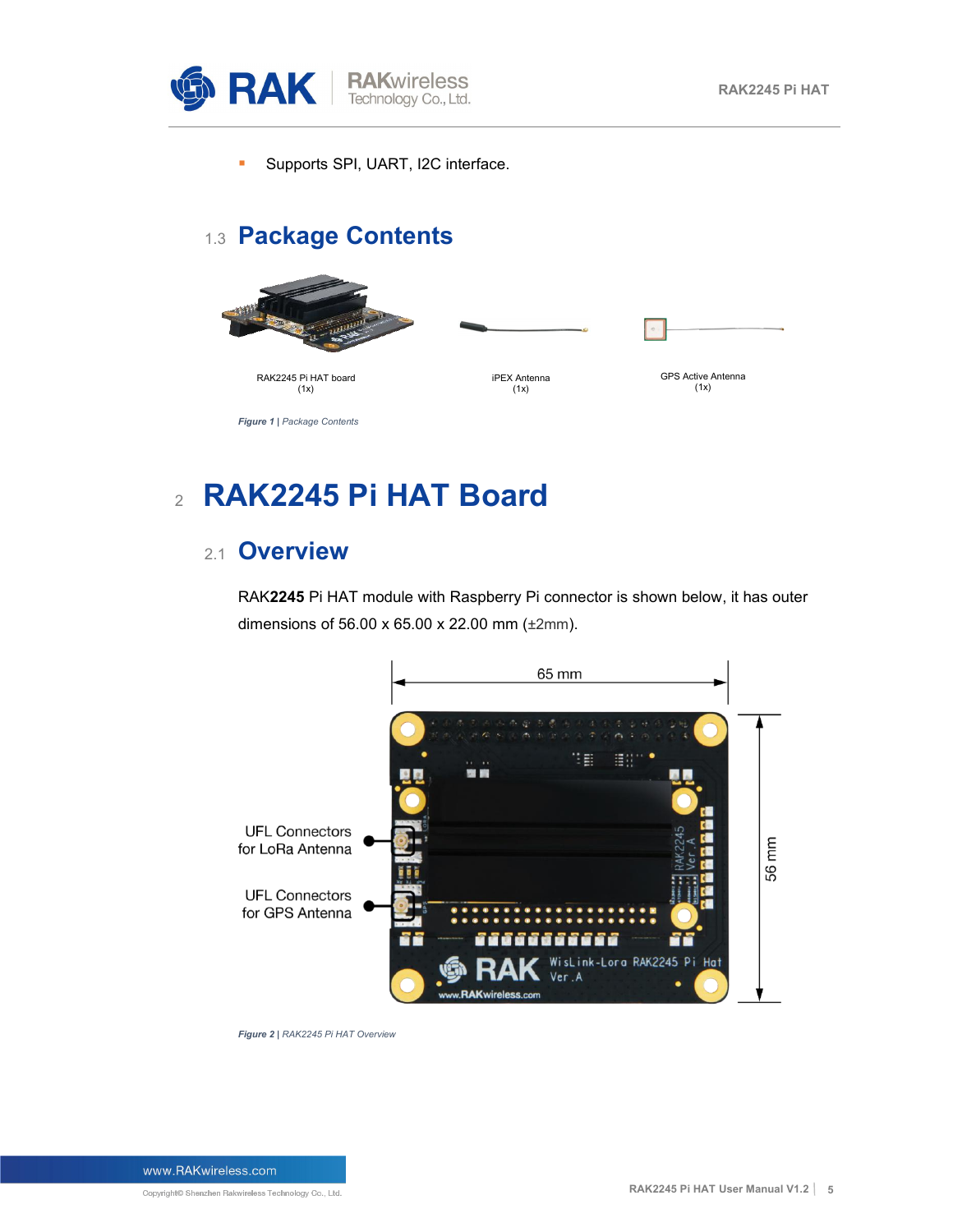- Supports SPI, UART, I2C interface.

## 1.3 Package Contents

RAK2245 Pi HAT board (1x)

iPEX Antenna (1x)

GPS Active Antenna (1x)

*Figure 1* | *Package Contents*

# 2 RAK2245 Pi HAT Board

## 2.1 Overview

RAK**2245** Pi HAT module with Raspberry Pi connector is shown below, it has outer dimensions of 56.00 x 65.00 x 22.00 mm (±2mm).

65 mm

56 mm

UFL Connectors for LoRa Antenna

UFL Connectors for GPS Antenna

*Figure 2* | *RAK2245 Pi HAT Overview*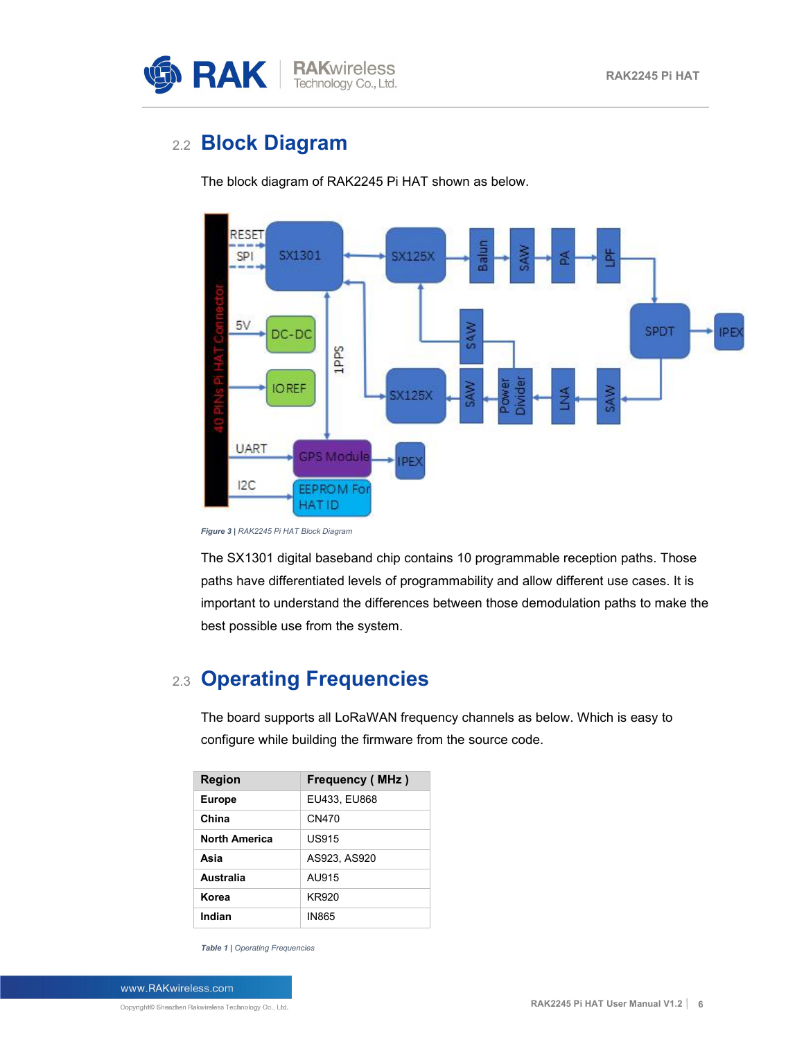## 2.2 Block Diagram

The block diagram of RAK2245 Pi HAT shown as below.

*Figure 3* | RAK2245 Pi HAT Block Diagram

The SX1301 digital baseband chip contains 10 programmable reception paths. Those paths have differentiated levels of programmability and allow different use cases. It is important to understand the differences between those demodulation paths to make the best possible use from the system.

## 2.3 Operating Frequencies

The board supports all LoRaWAN frequency channels as below. Which is easy to configure while building the firmware from the source code.

| Region | Frequency ( MHz ) |
|---|---|
| **Europe** | EU433, EU868 |
| **China** | CN470 |
| **North America** | US915 |
| **Asia** | AS923, AS920 |
| **Australia** | AU915 |
| **Korea** | KR920 |
| **Indian** | IN865 |

*Table 1* | Operating Frequencies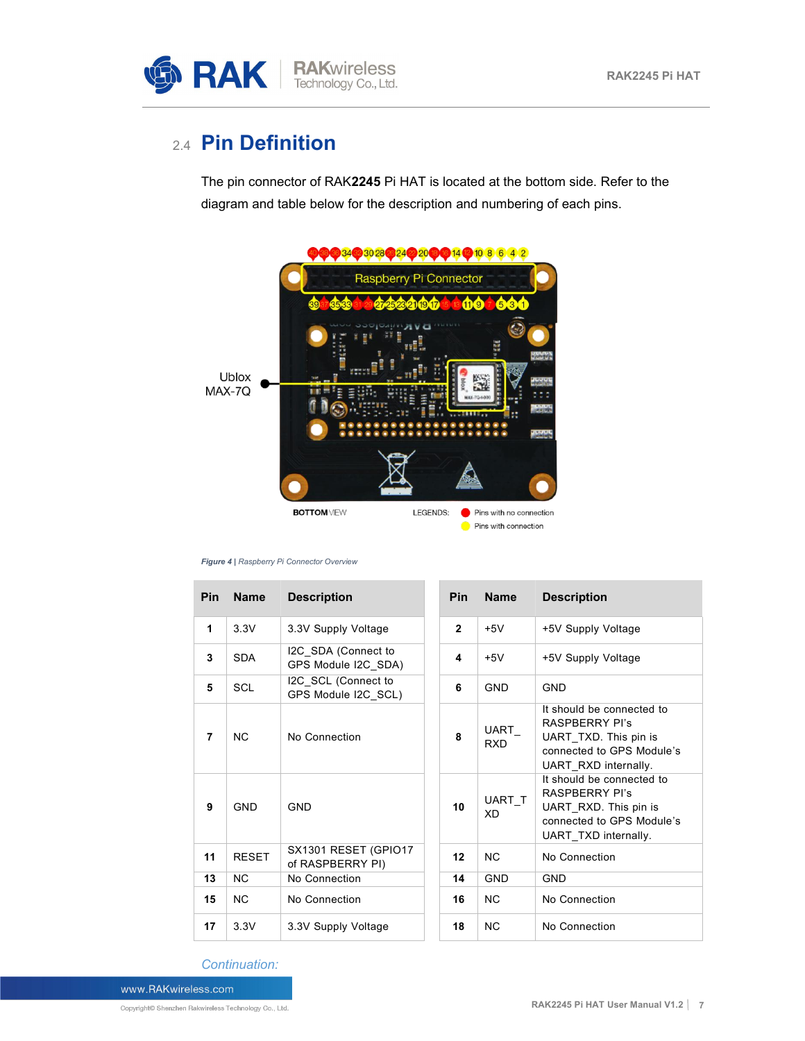## 2.4 Pin Definition

The pin connector of RAK**2245** Pi HAT is located at the bottom side. Refer to the diagram and table below for the description and numbering of each pins.

*Figure 4 | Raspberry Pi Connector Overview*

| Pin | Name | Description | Pin | Name | Description |
|---|---|---|---|---|---|
| 1 | 3.3V | 3.3V Supply Voltage | 2 | +5V | +5V Supply Voltage |
| 3 | SDA | I2C_SDA (Connect to GPS Module I2C_SDA) | 4 | +5V | +5V Supply Voltage |
| 5 | SCL | I2C_SCL (Connect to GPS Module I2C_SCL) | 6 | GND | GND |
| 7 | NC | No Connection | 8 | UART_RXD | It should be connected to RASPBERRY PI's UART_TXD. This pin is connected to GPS Module's UART_RXD internally. |
| 9 | GND | GND | 10 | UART_TXD | It should be connected to RASPBERRY PI's UART_RXD. This pin is connected to GPS Module's UART_TXD internally. |
| 11 | RESET | SX1301 RESET (GPIO17 of RASPBERRY PI) | 12 | NC | No Connection |
| 13 | NC | No Connection | 14 | GND | GND |
| 15 | NC | No Connection | 16 | NC | No Connection |
| 17 | 3.3V | 3.3V Supply Voltage | 18 | NC | No Connection |

*Continuation:*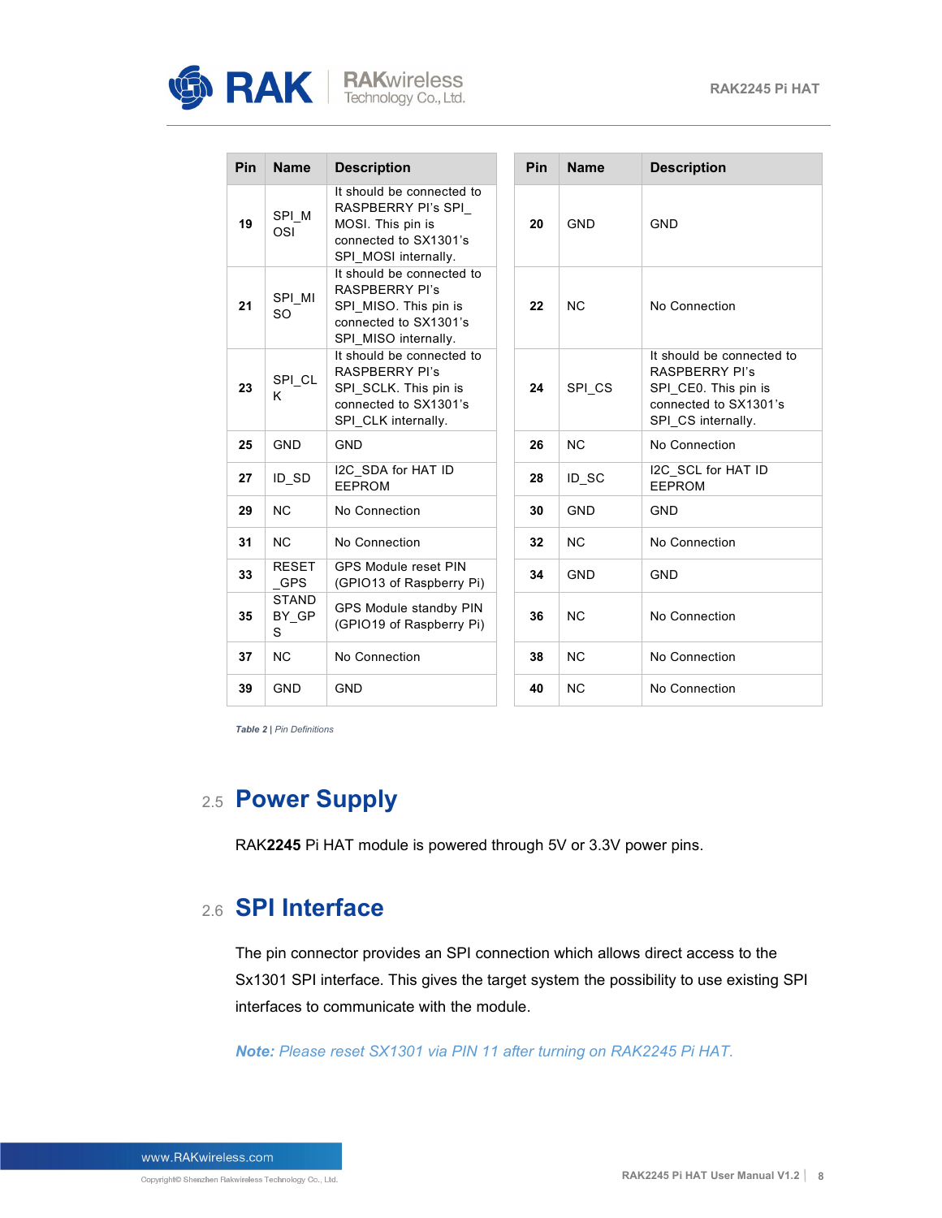| Pin | Name | Description | Pin | Name | Description |
|---|---|---|---|---|---|
| 19 | SPI_MOSI | It should be connected to RASPBERRY PI's SPI_MOSI. This pin is connected to SX1301's SPI_MOSI internally. | 20 | GND | GND |
| 21 | SPI_MISO | It should be connected to RASPBERRY PI's SPI_MISO. This pin is connected to SX1301's SPI_MISO internally. | 22 | NC | No Connection |
| 23 | SPI_CLK | It should be connected to RASPBERRY PI's SPI_SCLK. This pin is connected to SX1301's SPI_CLK internally. | 24 | SPI_CS | It should be connected to RASPBERRY PI's SPI_CE0. This pin is connected to SX1301's SPI_CS internally. |
| 25 | GND | GND | 26 | NC | No Connection |
| 27 | ID_SD | I2C_SDA for HAT ID EEPROM | 28 | ID_SC | I2C_SCL for HAT ID EEPROM |
| 29 | NC | No Connection | 30 | GND | GND |
| 31 | NC | No Connection | 32 | NC | No Connection |
| 33 | RESET_GPS | GPS Module reset PIN (GPIO13 of Raspberry Pi) | 34 | GND | GND |
| 35 | STANDBY_GPS | GPS Module standby PIN (GPIO19 of Raspberry Pi) | 36 | NC | No Connection |
| 37 | NC | No Connection | 38 | NC | No Connection |
| 39 | GND | GND | 40 | NC | No Connection |

*Table 2 | Pin Definitions*

## 2.5 Power Supply

RAK**2245** Pi HAT module is powered through 5V or 3.3V power pins.

## 2.6 SPI Interface

The pin connector provides an SPI connection which allows direct access to the Sx1301 SPI interface. This gives the target system the possibility to use existing SPI interfaces to communicate with the module.

***Note:*** *Please reset SX1301 via PIN 11 after turning on RAK2245 Pi HAT.*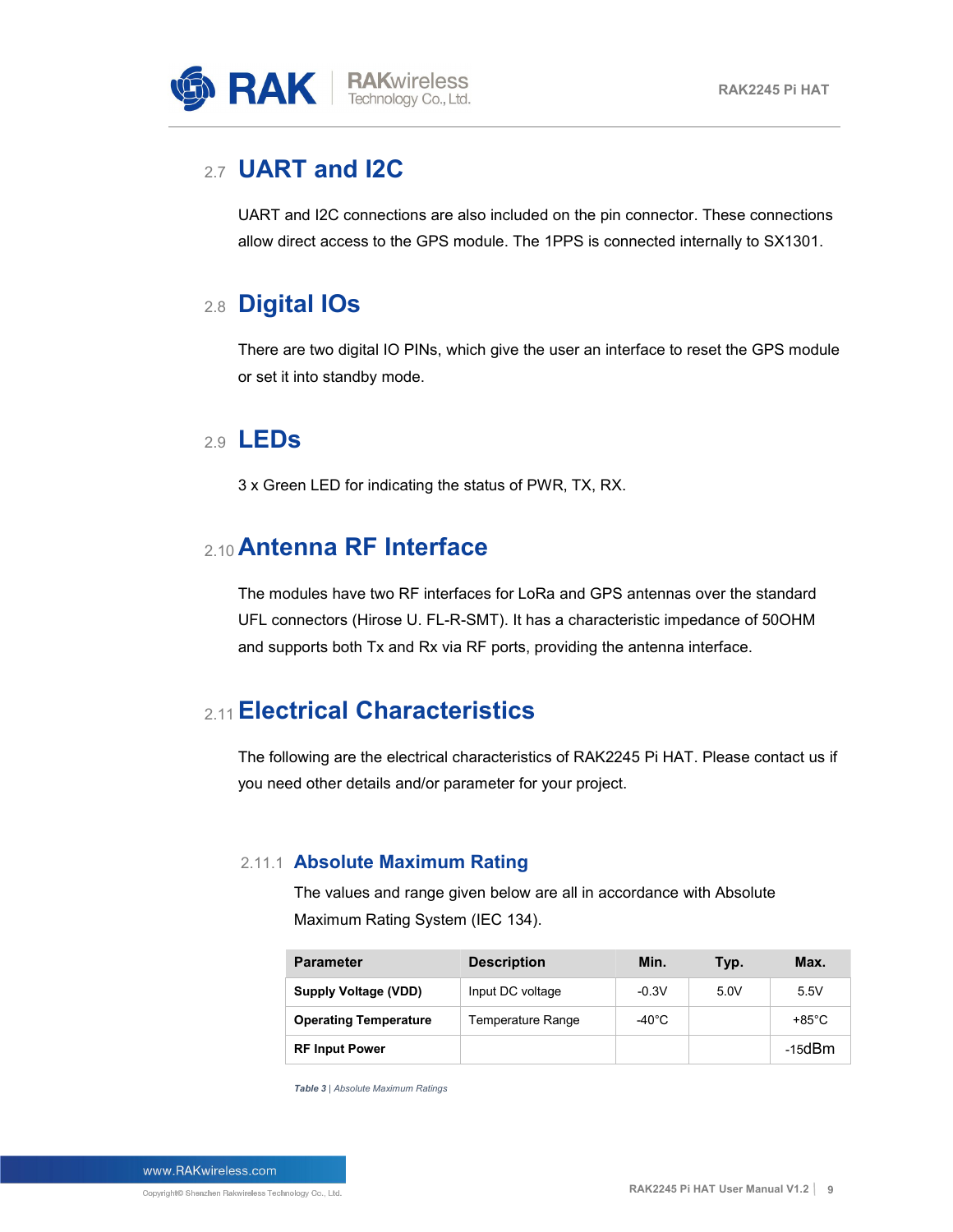## 2.7 UART and I2C

UART and I2C connections are also included on the pin connector. These connections allow direct access to the GPS module. The 1PPS is connected internally to SX1301.

## 2.8 Digital IOs

There are two digital IO PINs, which give the user an interface to reset the GPS module or set it into standby mode.

## 2.9 LEDs

3 x Green LED for indicating the status of PWR, TX, RX.

## 2.10 Antenna RF Interface

The modules have two RF interfaces for LoRa and GPS antennas over the standard UFL connectors (Hirose U. FL-R-SMT). It has a characteristic impedance of 50OHM and supports both Tx and Rx via RF ports, providing the antenna interface.

## 2.11 Electrical Characteristics

The following are the electrical characteristics of RAK2245 Pi HAT. Please contact us if you need other details and/or parameter for your project.

### 2.11.1 Absolute Maximum Rating

The values and range given below are all in accordance with Absolute Maximum Rating System (IEC 134).

| Parameter | Description | Min. | Typ. | Max. |
|---|---|---|---|---|
| **Supply Voltage (VDD)** | Input DC voltage | -0.3V | 5.0V | 5.5V |
| **Operating Temperature** | Temperature Range | -40°C | | +85°C |
| **RF Input Power** | | | | -15dBm |

*Table 3 | Absolute Maximum Ratings*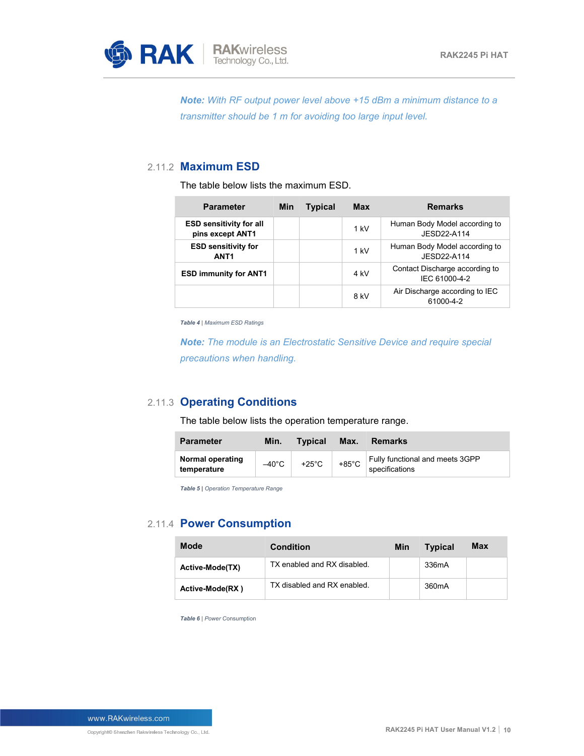*Note: With RF output power level above +15 dBm a minimum distance to a transmitter should be 1 m for avoiding too large input level.*

### 2.11.2 Maximum ESD

The table below lists the maximum ESD.

| Parameter | Min | Typical | Max | Remarks |
|---|---|---|---|---|
| **ESD sensitivity for all pins except ANT1** | | | 1 kV | Human Body Model according to JESD22-A114 |
| **ESD sensitivity for ANT1** | | | 1 kV | Human Body Model according to JESD22-A114 |
| **ESD immunity for ANT1** | | | 4 kV | Contact Discharge according to IEC 61000-4-2 |
| | | | 8 kV | Air Discharge according to IEC 61000-4-2 |

*Table 4 | Maximum ESD Ratings*

*Note: The module is an Electrostatic Sensitive Device and require special precautions when handling.*

### 2.11.3 Operating Conditions

The table below lists the operation temperature range.

| Parameter | Min. | Typical | Max. | Remarks |
|---|---|---|---|---|
| **Normal operating temperature** | –40°C | +25°C | +85°C | Fully functional and meets 3GPP specifications |

*Table 5 | Operation Temperature Range*

### 2.11.4 Power Consumption

| Mode | Condition | Min | Typical | Max |
|---|---|---|---|---|
| **Active-Mode(TX)** | TX enabled and RX disabled. | | 336mA | |
| **Active-Mode(RX )** | TX disabled and RX enabled. | | 360mA | |

*Table 6 | Power Consumption*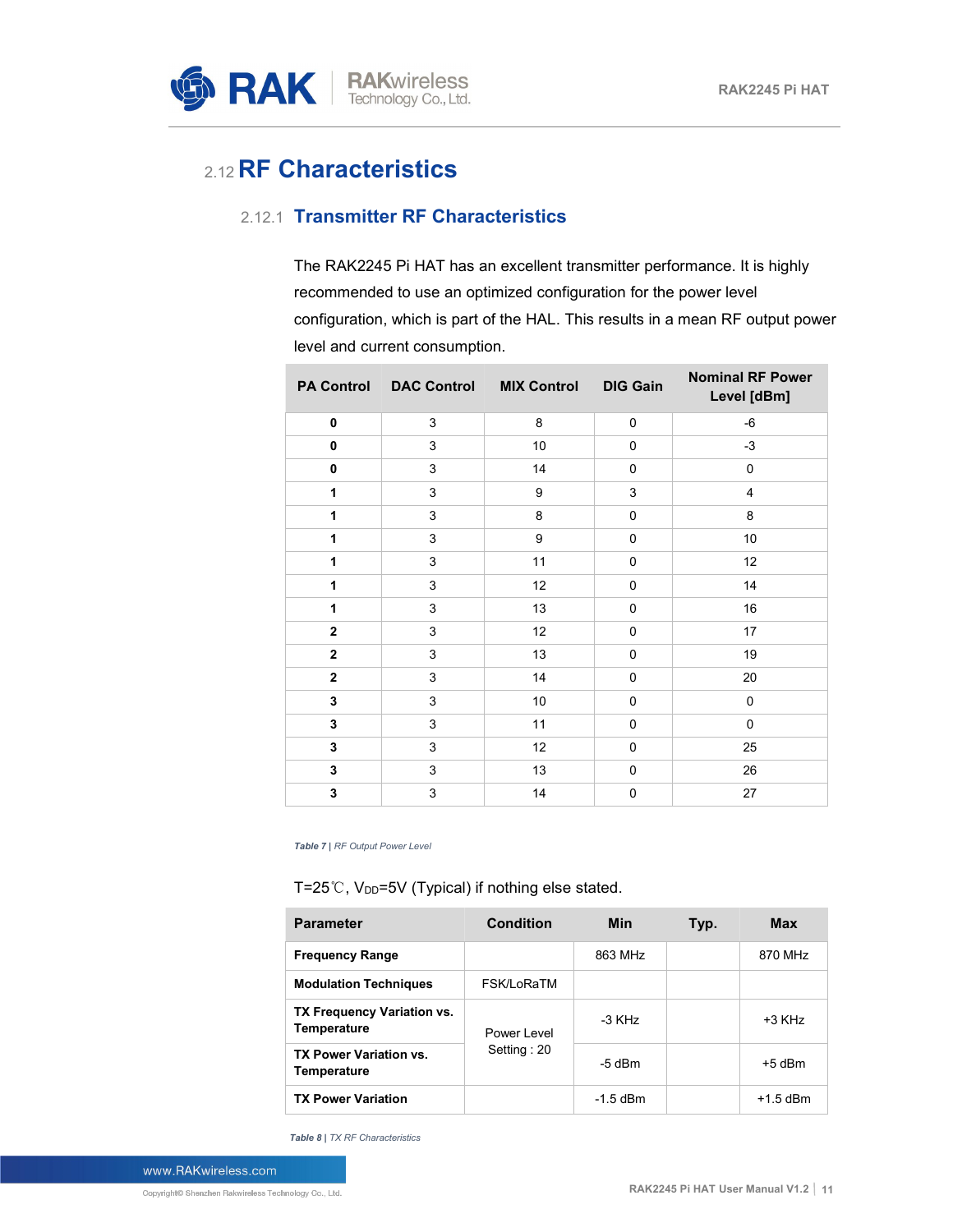## 2.12 RF Characteristics

### 2.12.1 Transmitter RF Characteristics

The RAK2245 Pi HAT has an excellent transmitter performance. It is highly recommended to use an optimized configuration for the power level configuration, which is part of the HAL. This results in a mean RF output power level and current consumption.

| PA Control | DAC Control | MIX Control | DIG Gain | Nominal RF Power Level [dBm] |
|---|---|---|---|---|
| **0** | 3 | 8 | 0 | -6 |
| **0** | 3 | 10 | 0 | -3 |
| **0** | 3 | 14 | 0 | 0 |
| **1** | 3 | 9 | 3 | 4 |
| **1** | 3 | 8 | 0 | 8 |
| **1** | 3 | 9 | 0 | 10 |
| **1** | 3 | 11 | 0 | 12 |
| **1** | 3 | 12 | 0 | 14 |
| **1** | 3 | 13 | 0 | 16 |
| **2** | 3 | 12 | 0 | 17 |
| **2** | 3 | 13 | 0 | 19 |
| **2** | 3 | 14 | 0 | 20 |
| **3** | 3 | 10 | 0 | 0 |
| **3** | 3 | 11 | 0 | 0 |
| **3** | 3 | 12 | 0 | 25 |
| **3** | 3 | 13 | 0 | 26 |
| **3** | 3 | 14 | 0 | 27 |

*Table 7 | RF Output Power Level*

T=25℃, $V_{DD}$=5V (Typical) if nothing else stated.

| Parameter | Condition | Min | Typ. | Max |
|---|---|---|---|---|
| **Frequency Range** | | 863 MHz | | 870 MHz |
| **Modulation Techniques** | FSK/LoRaTM | | | |
| **TX Frequency Variation vs. Temperature** | Power Level Setting : 20 | -3 KHz | | +3 KHz |
| **TX Power Variation vs. Temperature** | Power Level Setting : 20 | -5 dBm | | +5 dBm |
| **TX Power Variation** | | -1.5 dBm | | +1.5 dBm |

*Table 8 | TX RF Characteristics*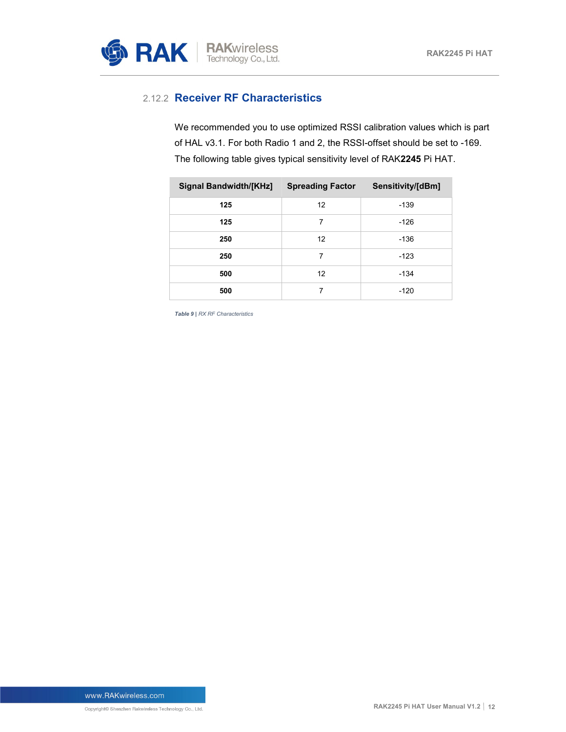### 2.12.2 Receiver RF Characteristics

We recommended you to use optimized RSSI calibration values which is part of HAL v3.1. For both Radio 1 and 2, the RSSI-offset should be set to -169. The following table gives typical sensitivity level of RAK**2245** Pi HAT.

| Signal Bandwidth/[KHz] | Spreading Factor | Sensitivity/[dBm] |
|---|---|---|
| **125** | 12 | -139 |
| **125** | 7 | -126 |
| **250** | 12 | -136 |
| **250** | 7 | -123 |
| **500** | 12 | -134 |
| **500** | 7 | -120 |

*Table 9 | RX RF Characteristics*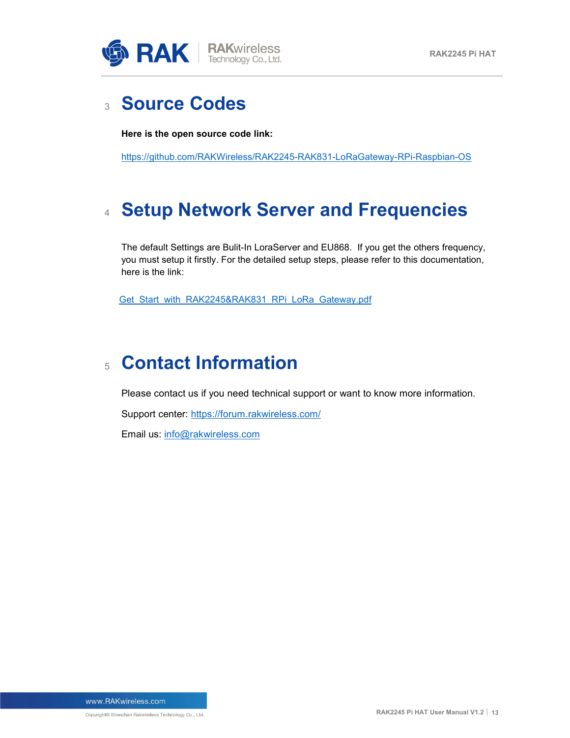# 3 Source Codes

**Here is the open source code link:**

https://github.com/RAKWireless/RAK2245-RAK831-LoRaGateway-RPi-Raspbian-OS

# 4 Setup Network Server and Frequencies

The default Settings are Bulit-In LoraServer and EU868. If you get the others frequency, you must setup it firstly. For the detailed setup steps, please refer to this documentation, here is the link:

Get_Start_with_RAK2245&RAK831_RPi_LoRa_Gateway.pdf

# 5 Contact Information

Please contact us if you need technical support or want to know more information.

Support center: https://forum.rakwireless.com/

Email us: info@rakwireless.com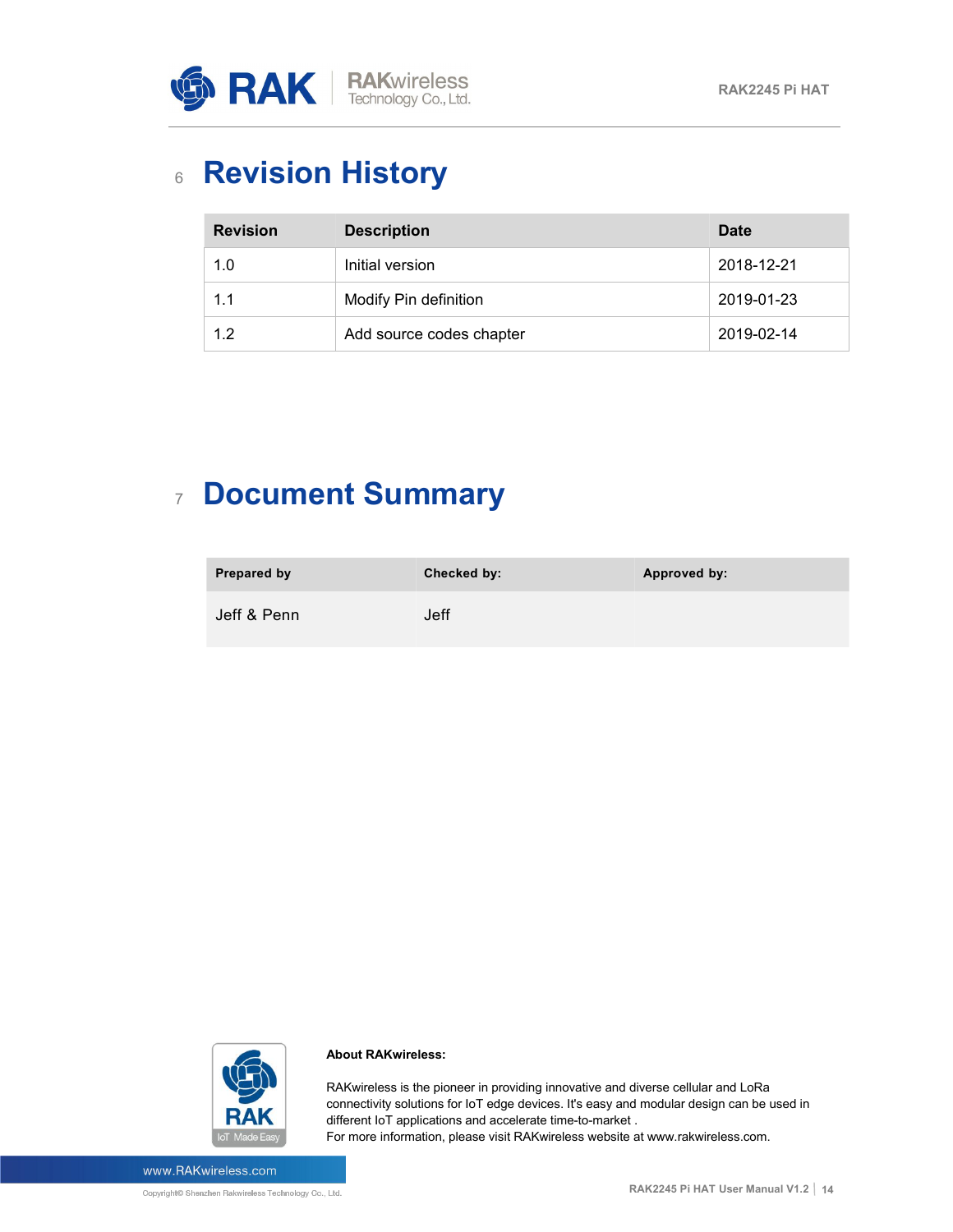# 6 Revision History

| Revision | Description | Date |
|---|---|---|
| 1.0 | Initial version | 2018-12-21 |
| 1.1 | Modify Pin definition | 2019-01-23 |
| 1.2 | Add source codes chapter | 2019-02-14 |

# 7 Document Summary

| Prepared by | Checked by: | Approved by: |
|---|---|---|
| Jeff & Penn | Jeff | |

**About RAKwireless:**

RAKwireless is the pioneer in providing innovative and diverse cellular and LoRa connectivity solutions for IoT edge devices. It's easy and modular design can be used in different IoT applications and accelerate time-to-market .
For more information, please visit RAKwireless website at www.rakwireless.com.